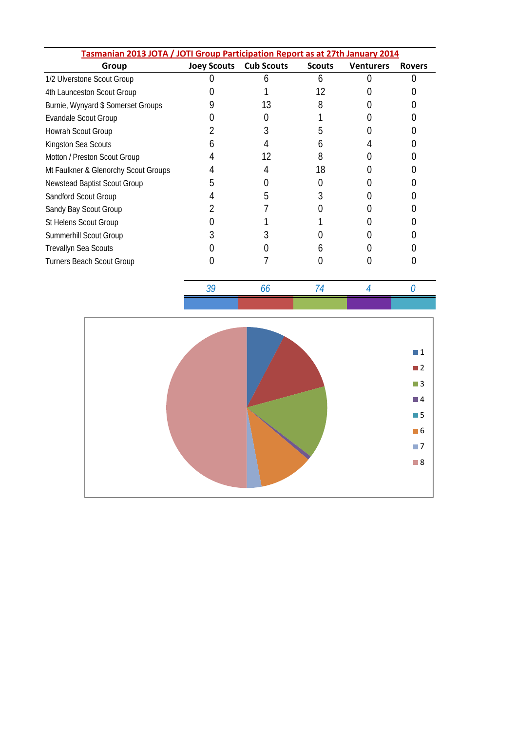## Tasmanian 2013 JOTA / JOTI Group Participation Report as at 27th January 2014

| Group | Joey Scouts | Cub Scouts | Scouts | Venturers | Rovers |
|---|---|---|---|---|---|
| 1/2 Ulverstone Scout Group | 0 | 6 | 6 | 0 | 0 |
| 4th Launceston Scout Group | 0 | 1 | 12 | 0 | 0 |
| Burnie, Wynyard $ Somerset Groups | 9 | 13 | 8 | 0 | 0 |
| Evandale Scout Group | 0 | 0 | 1 | 0 | 0 |
| Howrah Scout Group | 2 | 3 | 5 | 0 | 0 |
| Kingston Sea Scouts | 6 | 4 | 6 | 4 | 0 |
| Motton / Preston Scout Group | 4 | 12 | 8 | 0 | 0 |
| Mt Faulkner & Glenorchy Scout Groups | 4 | 4 | 18 | 0 | 0 |
| Newstead Baptist Scout Group | 5 | 0 | 0 | 0 | 0 |
| Sandford Scout Group | 4 | 5 | 3 | 0 | 0 |
| Sandy Bay Scout Group | 2 | 7 | 0 | 0 | 0 |
| St Helens Scout Group | 0 | 1 | 1 | 0 | 0 |
| Summerhill Scout Group | 3 | 3 | 0 | 0 | 0 |
| Trevallyn Sea Scouts | 0 | 0 | 6 | 0 | 0 |
| Turners Beach Scout Group | 0 | 7 | 0 | 0 | 0 |
| | *39* | *66* | *74* | *4* | *0* |

1
2
3
4
5
6
7
8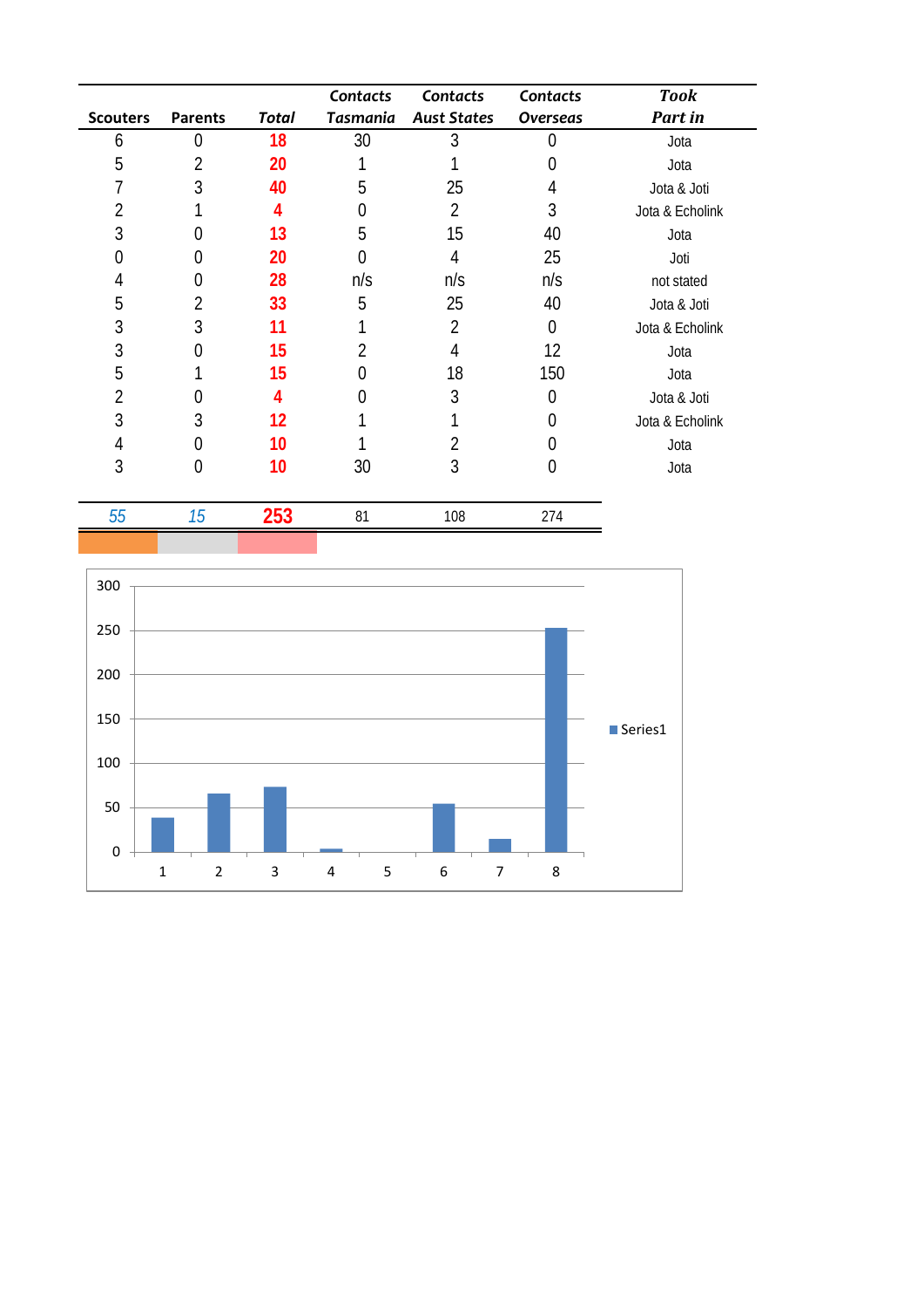| Scouters | Parents | *Total* | *Contacts Tasmania* | *Contacts Aust States* | *Contacts Overseas* | *Took Part in* |
|---|---|---|---|---|---|---|
| 6 | 0 | **18** | 30 | 3 | 0 | Jota |
| 5 | 2 | **20** | 1 | 1 | 0 | Jota |
| 7 | 3 | **40** | 5 | 25 | 4 | Jota & Joti |
| 2 | 1 | **4** | 0 | 2 | 3 | Jota & Echolink |
| 3 | 0 | **13** | 5 | 15 | 40 | Jota |
| 0 | 0 | **20** | 0 | 4 | 25 | Joti |
| 4 | 0 | **28** | n/s | n/s | n/s | not stated |
| 5 | 2 | **33** | 5 | 25 | 40 | Jota & Joti |
| 3 | 3 | **11** | 1 | 2 | 0 | Jota & Echolink |
| 3 | 0 | **15** | 2 | 4 | 12 | Jota |
| 5 | 1 | **15** | 0 | 18 | 150 | Jota |
| 2 | 0 | **4** | 0 | 3 | 0 | Jota & Joti |
| 3 | 3 | **12** | 1 | 1 | 0 | Jota & Echolink |
| 4 | 0 | **10** | 1 | 2 | 0 | Jota |
| 3 | 0 | **10** | 30 | 3 | 0 | Jota |
| *55* | *15* | **253** | 81 | 108 | 274 | |

300
250
200
150
100
50
0
1 2 3 4 5 6 7 8
Series1